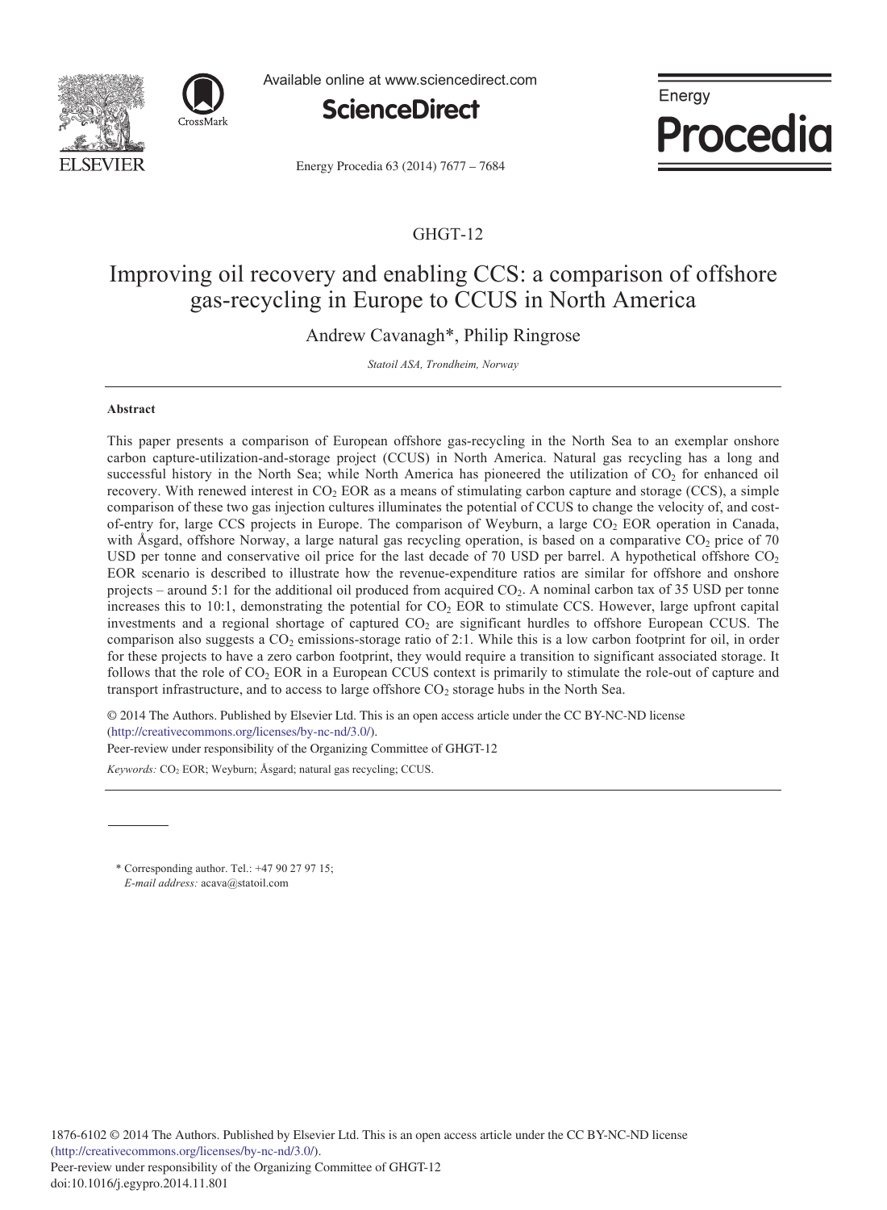GHGT-12

# Improving oil recovery and enabling CCS: a comparison of offshore gas-recycling in Europe to CCUS in North America

Andrew Cavanagh*, Philip Ringrose

*Statoil ASA, Trondheim, Norway*

## Abstract

This paper presents a comparison of European offshore gas-recycling in the North Sea to an exemplar onshore carbon capture-utilization-and-storage project (CCUS) in North America. Natural gas recycling has a long and successful history in the North Sea; while North America has pioneered the utilization of $CO_2$ for enhanced oil recovery. With renewed interest in $CO_2$ EOR as a means of stimulating carbon capture and storage (CCS), a simple comparison of these two gas injection cultures illuminates the potential of CCUS to change the velocity of, and cost-of-entry for, large CCS projects in Europe. The comparison of Weyburn, a large $CO_2$ EOR operation in Canada, with Åsgard, offshore Norway, a large natural gas recycling operation, is based on a comparative $CO_2$ price of 70 USD per tonne and conservative oil price for the last decade of 70 USD per barrel. A hypothetical offshore $CO_2$ EOR scenario is described to illustrate how the revenue-expenditure ratios are similar for offshore and onshore projects – around 5:1 for the additional oil produced from acquired $CO_2$. A nominal carbon tax of 35 USD per tonne increases this to 10:1, demonstrating the potential for $CO_2$ EOR to stimulate CCS. However, large upfront capital investments and a regional shortage of captured $CO_2$ are significant hurdles to offshore European CCUS. The comparison also suggests a $CO_2$ emissions-storage ratio of 2:1. While this is a low carbon footprint for oil, in order for these projects to have a zero carbon footprint, they would require a transition to significant associated storage. It follows that the role of $CO_2$ EOR in a European CCUS context is primarily to stimulate the role-out of capture and transport infrastructure, and to access to large offshore $CO_2$ storage hubs in the North Sea.

© 2014 The Authors. Published by Elsevier Ltd. This is an open access article under the CC BY-NC-ND license (http://creativecommons.org/licenses/by-nc-nd/3.0/).
Peer-review under responsibility of the Organizing Committee of GHGT-12

*Keywords:* $CO_2$ EOR; Weyburn; Åsgard; natural gas recycling; CCUS.

---

\* Corresponding author. Tel.: +47 90 27 97 15;
*E-mail address:* acava@statoil.com

1876-6102 © 2014 The Authors. Published by Elsevier Ltd. This is an open access article under the CC BY-NC-ND license (http://creativecommons.org/licenses/by-nc-nd/3.0/).
Peer-review under responsibility of the Organizing Committee of GHGT-12
doi:10.1016/j.egypro.2014.11.801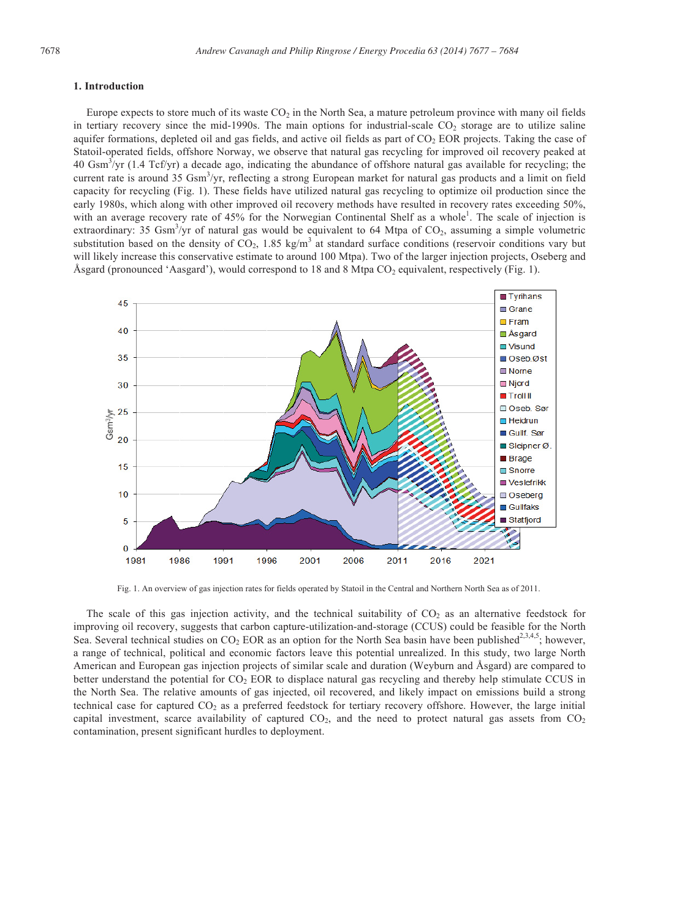## 1. Introduction

Europe expects to store much of its waste $CO_2$ in the North Sea, a mature petroleum province with many oil fields in tertiary recovery since the mid-1990s. The main options for industrial-scale $CO_2$ storage are to utilize saline aquifer formations, depleted oil and gas fields, and active oil fields as part of $CO_2$ EOR projects. Taking the case of Statoil-operated fields, offshore Norway, we observe that natural gas recycling for improved oil recovery peaked at 40 $Gsm^3/yr$ (1.4 Tcf/yr) a decade ago, indicating the abundance of offshore natural gas available for recycling; the current rate is around 35 $Gsm^3/yr$, reflecting a strong European market for natural gas products and a limit on field capacity for recycling (Fig. 1). These fields have utilized natural gas recycling to optimize oil production since the early 1980s, which along with other improved oil recovery methods have resulted in recovery rates exceeding 50%, with an average recovery rate of 45% for the Norwegian Continental Shelf as a whole[1]. The scale of injection is extraordinary: 35 $Gsm^3/yr$ of natural gas would be equivalent to 64 Mtpa of $CO_2$, assuming a simple volumetric substitution based on the density of $CO_2$, 1.85 $kg/m^3$ at standard surface conditions (reservoir conditions vary but will likely increase this conservative estimate to around 100 Mtpa). Two of the larger injection projects, Oseberg and Åsgard (pronounced 'Aasgard'), would correspond to 18 and 8 Mtpa $CO_2$ equivalent, respectively (Fig. 1).

Fig. 1. An overview of gas injection rates for fields operated by Statoil in the Central and Northern North Sea as of 2011.

The scale of this gas injection activity, and the technical suitability of $CO_2$ as an alternative feedstock for improving oil recovery, suggests that carbon capture-utilization-and-storage (CCUS) could be feasible for the North Sea. Several technical studies on $CO_2$ EOR as an option for the North Sea basin have been published[2,3,4,5]; however, a range of technical, political and economic factors leave this potential unrealized. In this study, two large North American and European gas injection projects of similar scale and duration (Weyburn and Åsgard) are compared to better understand the potential for $CO_2$ EOR to displace natural gas recycling and thereby help stimulate CCUS in the North Sea. The relative amounts of gas injected, oil recovered, and likely impact on emissions build a strong technical case for captured $CO_2$ as a preferred feedstock for tertiary recovery offshore. However, the large initial capital investment, scarce availability of captured $CO_2$, and the need to protect natural gas assets from $CO_2$ contamination, present significant hurdles to deployment.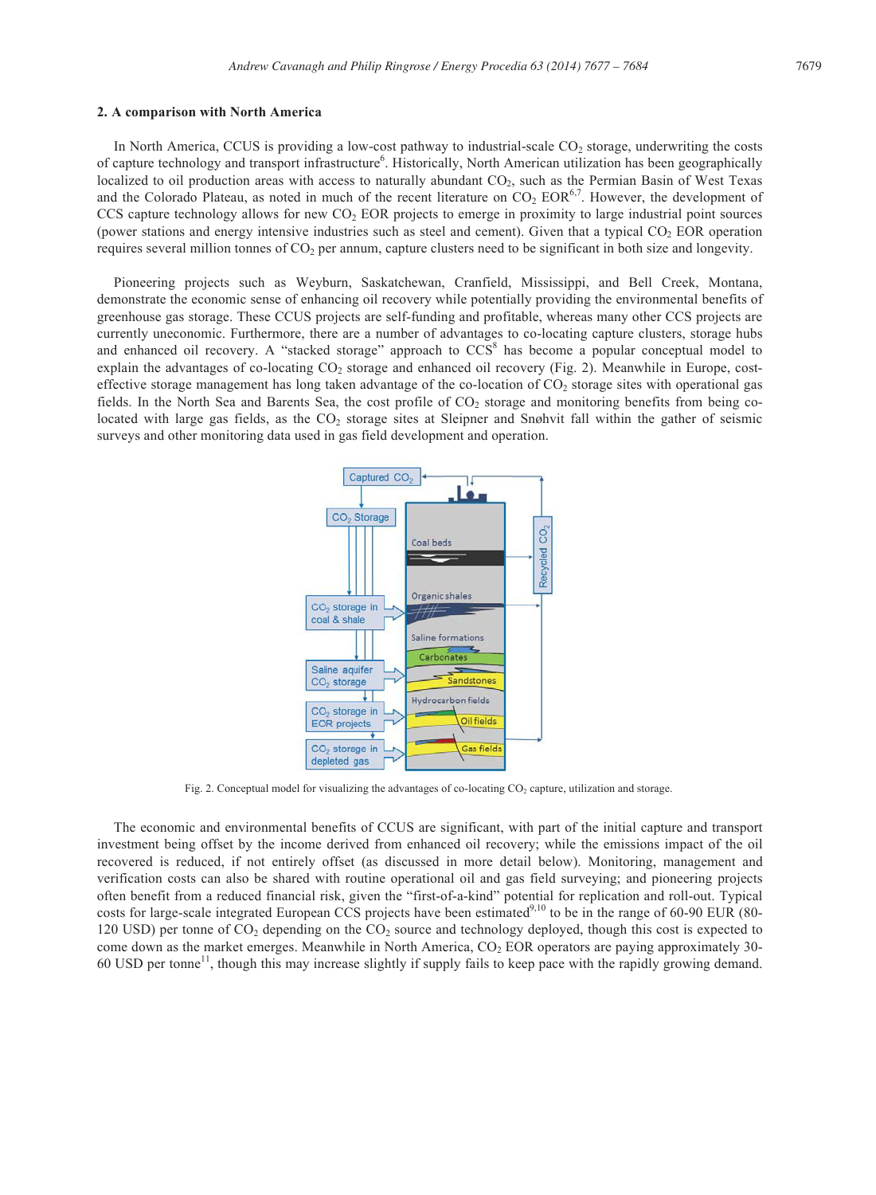## 2. A comparison with North America

In North America, CCUS is providing a low-cost pathway to industrial-scale $CO_2$ storage, underwriting the costs of capture technology and transport infrastructure[6]. Historically, North American utilization has been geographically localized to oil production areas with access to naturally abundant $CO_2$, such as the Permian Basin of West Texas and the Colorado Plateau, as noted in much of the recent literature on $CO_2$ EOR[6,7]. However, the development of CCS capture technology allows for new $CO_2$ EOR projects to emerge in proximity to large industrial point sources (power stations and energy intensive industries such as steel and cement). Given that a typical $CO_2$ EOR operation requires several million tonnes of $CO_2$ per annum, capture clusters need to be significant in both size and longevity.

Pioneering projects such as Weyburn, Saskatchewan, Cranfield, Mississippi, and Bell Creek, Montana, demonstrate the economic sense of enhancing oil recovery while potentially providing the environmental benefits of greenhouse gas storage. These CCUS projects are self-funding and profitable, whereas many other CCS projects are currently uneconomic. Furthermore, there are a number of advantages to co-locating capture clusters, storage hubs and enhanced oil recovery. A "stacked storage" approach to CCS[8] has become a popular conceptual model to explain the advantages of co-locating $CO_2$ storage and enhanced oil recovery (Fig. 2). Meanwhile in Europe, cost-effective storage management has long taken advantage of the co-location of $CO_2$ storage sites with operational gas fields. In the North Sea and Barents Sea, the cost profile of $CO_2$ storage and monitoring benefits from being co-located with large gas fields, as the $CO_2$ storage sites at Sleipner and Snøhvit fall within the gather of seismic surveys and other monitoring data used in gas field development and operation.

Fig. 2. Conceptual model for visualizing the advantages of co-locating $CO_2$ capture, utilization and storage.

The economic and environmental benefits of CCUS are significant, with part of the initial capture and transport investment being offset by the income derived from enhanced oil recovery; while the emissions impact of the oil recovered is reduced, if not entirely offset (as discussed in more detail below). Monitoring, management and verification costs can also be shared with routine operational oil and gas field surveying; and pioneering projects often benefit from a reduced financial risk, given the "first-of-a-kind" potential for replication and roll-out. Typical costs for large-scale integrated European CCS projects have been estimated[9,10] to be in the range of 60-90 EUR (80-120 USD) per tonne of $CO_2$ depending on the $CO_2$ source and technology deployed, though this cost is expected to come down as the market emerges. Meanwhile in North America, $CO_2$ EOR operators are paying approximately 30-60 USD per tonne[11], though this may increase slightly if supply fails to keep pace with the rapidly growing demand.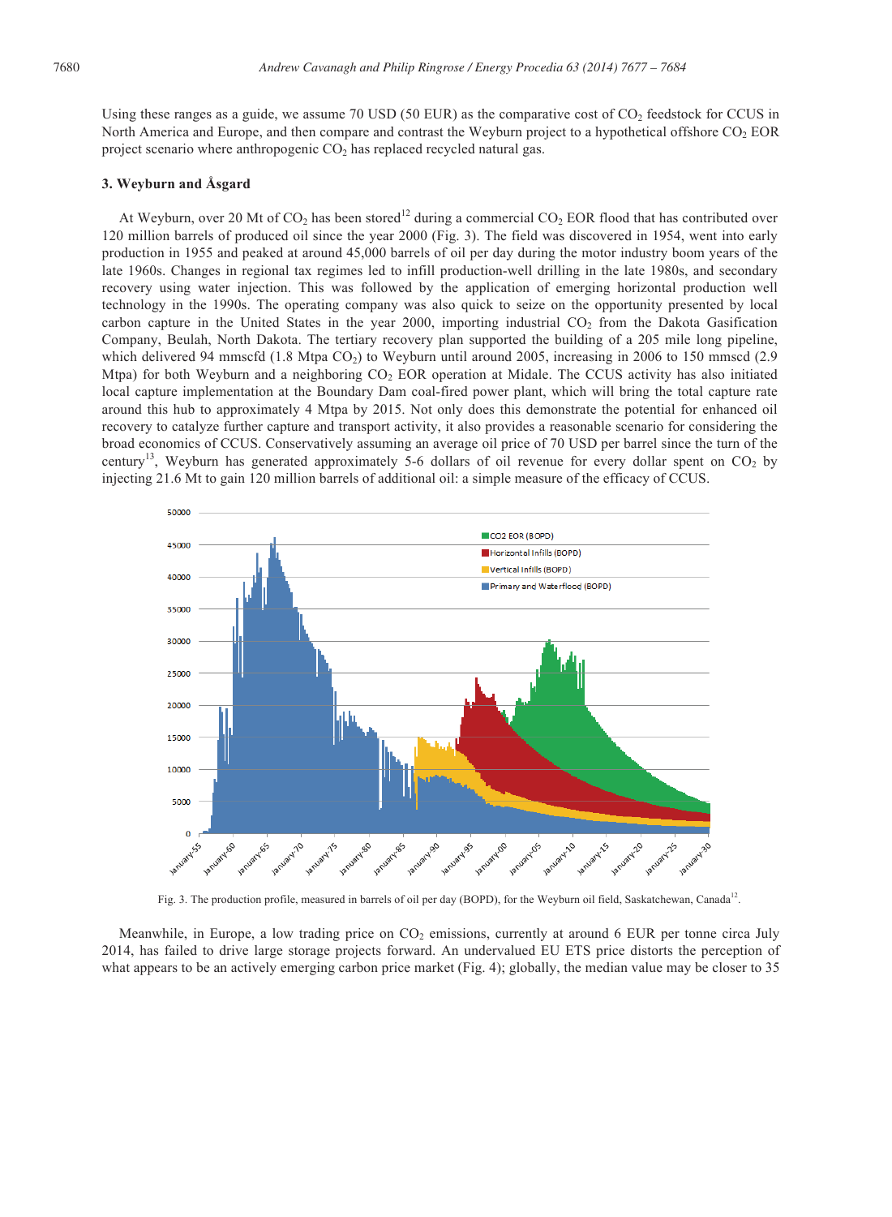Using these ranges as a guide, we assume 70 USD (50 EUR) as the comparative cost of $CO_2$ feedstock for CCUS in North America and Europe, and then compare and contrast the Weyburn project to a hypothetical offshore $CO_2$ EOR project scenario where anthropogenic $CO_2$ has replaced recycled natural gas.

### 3. Weyburn and Åsgard

At Weyburn, over 20 Mt of $CO_2$ has been stored[12] during a commercial $CO_2$ EOR flood that has contributed over 120 million barrels of produced oil since the year 2000 (Fig. 3). The field was discovered in 1954, went into early production in 1955 and peaked at around 45,000 barrels of oil per day during the motor industry boom years of the late 1960s. Changes in regional tax regimes led to infill production-well drilling in the late 1980s, and secondary recovery using water injection. This was followed by the application of emerging horizontal production well technology in the 1990s. The operating company was also quick to seize on the opportunity presented by local carbon capture in the United States in the year 2000, importing industrial $CO_2$ from the Dakota Gasification Company, Beulah, North Dakota. The tertiary recovery plan supported the building of a 205 mile long pipeline, which delivered 94 mmscfd (1.8 Mtpa $CO_2$) to Weyburn until around 2005, increasing in 2006 to 150 mmscd (2.9 Mtpa) for both Weyburn and a neighboring $CO_2$ EOR operation at Midale. The CCUS activity has also initiated local capture implementation at the Boundary Dam coal-fired power plant, which will bring the total capture rate around this hub to approximately 4 Mtpa by 2015. Not only does this demonstrate the potential for enhanced oil recovery to catalyze further capture and transport activity, it also provides a reasonable scenario for considering the broad economics of CCUS. Conservatively assuming an average oil price of 70 USD per barrel since the turn of the century[13], Weyburn has generated approximately 5-6 dollars of oil revenue for every dollar spent on $CO_2$ by injecting 21.6 Mt to gain 120 million barrels of additional oil: a simple measure of the efficacy of CCUS.

Fig. 3. The production profile, measured in barrels of oil per day (BOPD), for the Weyburn oil field, Saskatchewan, Canada[12].

Meanwhile, in Europe, a low trading price on $CO_2$ emissions, currently at around 6 EUR per tonne circa July 2014, has failed to drive large storage projects forward. An undervalued EU ETS price distorts the perception of what appears to be an actively emerging carbon price market (Fig. 4); globally, the median value may be closer to 35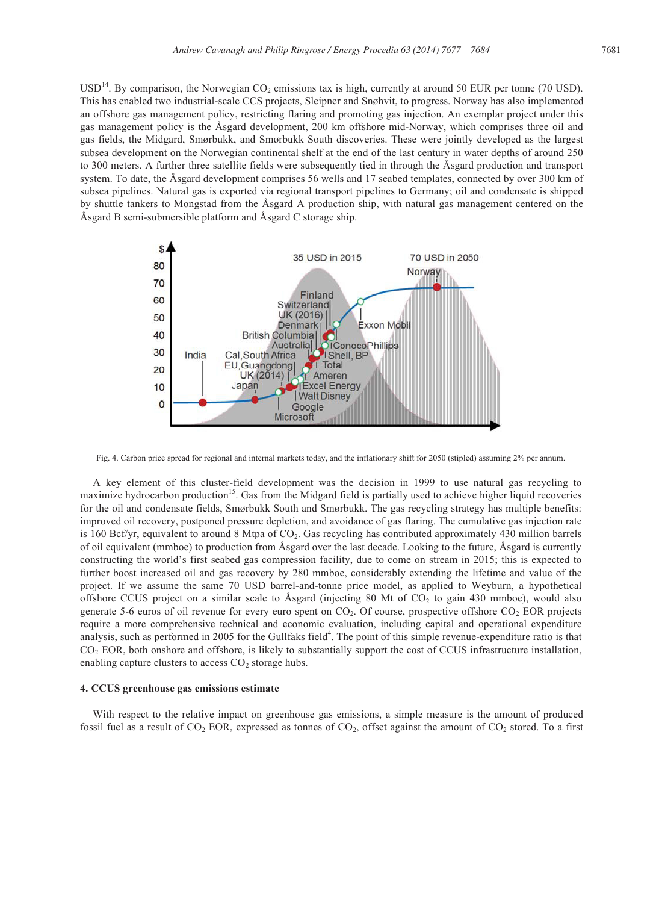USD[14]. By comparison, the Norwegian $CO_2$ emissions tax is high, currently at around 50 EUR per tonne (70 USD). This has enabled two industrial-scale CCS projects, Sleipner and Snøhvit, to progress. Norway has also implemented an offshore gas management policy, restricting flaring and promoting gas injection. An exemplar project under this gas management policy is the Åsgard development, 200 km offshore mid-Norway, which comprises three oil and gas fields, the Midgard, Smørbukk, and Smørbukk South discoveries. These were jointly developed as the largest subsea development on the Norwegian continental shelf at the end of the last century in water depths of around 250 to 300 meters. A further three satellite fields were subsequently tied in through the Åsgard production and transport system. To date, the Åsgard development comprises 56 wells and 17 seabed templates, connected by over 300 km of subsea pipelines. Natural gas is exported via regional transport pipelines to Germany; oil and condensate is shipped by shuttle tankers to Mongstad from the Åsgard A production ship, with natural gas management centered on the Åsgard B semi-submersible platform and Åsgard C storage ship.

Fig. 4. Carbon price spread for regional and internal markets today, and the inflationary shift for 2050 (stipled) assuming 2% per annum.

A key element of this cluster-field development was the decision in 1999 to use natural gas recycling to maximize hydrocarbon production[15]. Gas from the Midgard field is partially used to achieve higher liquid recoveries for the oil and condensate fields, Smørbukk South and Smørbukk. The gas recycling strategy has multiple benefits: improved oil recovery, postponed pressure depletion, and avoidance of gas flaring. The cumulative gas injection rate is 160 Bcf/yr, equivalent to around 8 Mtpa of $CO_2$. Gas recycling has contributed approximately 430 million barrels of oil equivalent (mmboe) to production from Åsgard over the last decade. Looking to the future, Åsgard is currently constructing the world's first seabed gas compression facility, due to come on stream in 2015; this is expected to further boost increased oil and gas recovery by 280 mmboe, considerably extending the lifetime and value of the project. If we assume the same 70 USD barrel-and-tonne price model, as applied to Weyburn, a hypothetical offshore CCUS project on a similar scale to Åsgard (injecting 80 Mt of $CO_2$ to gain 430 mmboe), would also generate 5-6 euros of oil revenue for every euro spent on $CO_2$. Of course, prospective offshore $CO_2$ EOR projects require a more comprehensive technical and economic evaluation, including capital and operational expenditure analysis, such as performed in 2005 for the Gullfaks field[4]. The point of this simple revenue-expenditure ratio is that $CO_2$ EOR, both onshore and offshore, is likely to substantially support the cost of CCUS infrastructure installation, enabling capture clusters to access $CO_2$ storage hubs.

## 4. CCUS greenhouse gas emissions estimate

With respect to the relative impact on greenhouse gas emissions, a simple measure is the amount of produced fossil fuel as a result of $CO_2$ EOR, expressed as tonnes of $CO_2$, offset against the amount of $CO_2$ stored. To a first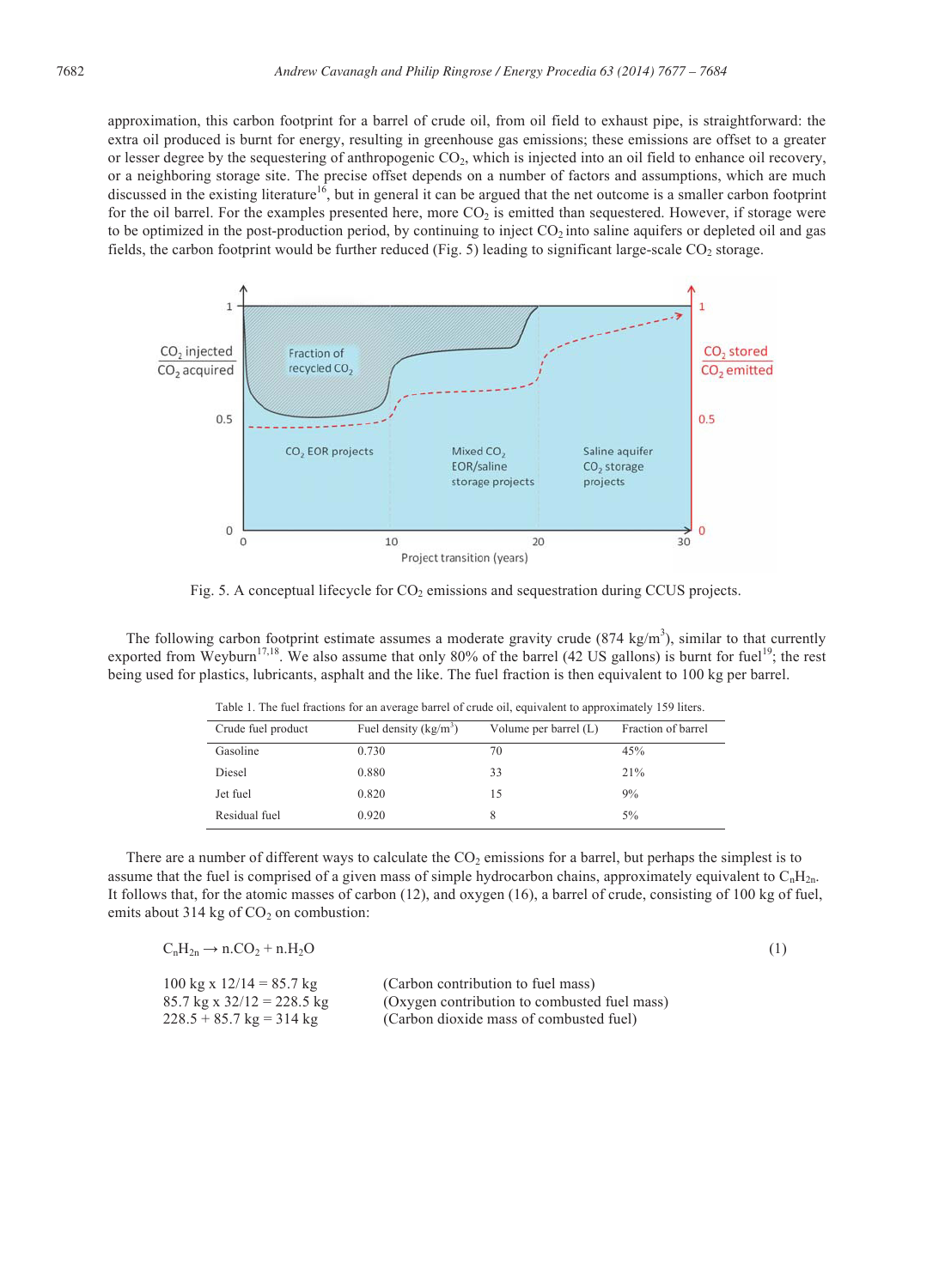approximation, this carbon footprint for a barrel of crude oil, from oil field to exhaust pipe, is straightforward: the extra oil produced is burnt for energy, resulting in greenhouse gas emissions; these emissions are offset to a greater or lesser degree by the sequestering of anthropogenic $CO_2$, which is injected into an oil field to enhance oil recovery, or a neighboring storage site. The precise offset depends on a number of factors and assumptions, which are much discussed in the existing literature[16], but in general it can be argued that the net outcome is a smaller carbon footprint for the oil barrel. For the examples presented here, more $CO_2$ is emitted than sequestered. However, if storage were to be optimized in the post-production period, by continuing to inject $CO_2$ into saline aquifers or depleted oil and gas fields, the carbon footprint would be further reduced (Fig. 5) leading to significant large-scale $CO_2$ storage.

Fig. 5. A conceptual lifecycle for $CO_2$ emissions and sequestration during CCUS projects.

The following carbon footprint estimate assumes a moderate gravity crude (874 kg/m$^3$), similar to that currently exported from Weyburn[17,18]. We also assume that only 80% of the barrel (42 US gallons) is burnt for fuel[19]; the rest being used for plastics, lubricants, asphalt and the like. The fuel fraction is then equivalent to 100 kg per barrel.

Table 1. The fuel fractions for an average barrel of crude oil, equivalent to approximately 159 liters.

| Crude fuel product | Fuel density (kg/m$^3$) | Volume per barrel (L) | Fraction of barrel |
|---|---|---|---|
| Gasoline | 0.730 | 70 | 45% |
| Diesel | 0.880 | 33 | 21% |
| Jet fuel | 0.820 | 15 | 9% |
| Residual fuel | 0.920 | 8 | 5% |

There are a number of different ways to calculate the $CO_2$ emissions for a barrel, but perhaps the simplest is to assume that the fuel is comprised of a given mass of simple hydrocarbon chains, approximately equivalent to $C_nH_{2n}$. It follows that, for the atomic masses of carbon (12), and oxygen (16), a barrel of crude, consisting of 100 kg of fuel, emits about 314 kg of $CO_2$ on combustion:

$$C_nH_{2n} \rightarrow n.CO_2 + n.H_2O \tag{1}$$

100 kg x 12/14 = 85.7 kg (Carbon contribution to fuel mass)
85.7 kg x 32/12 = 228.5 kg (Oxygen contribution to combusted fuel mass)
228.5 + 85.7 kg = 314 kg (Carbon dioxide mass of combusted fuel)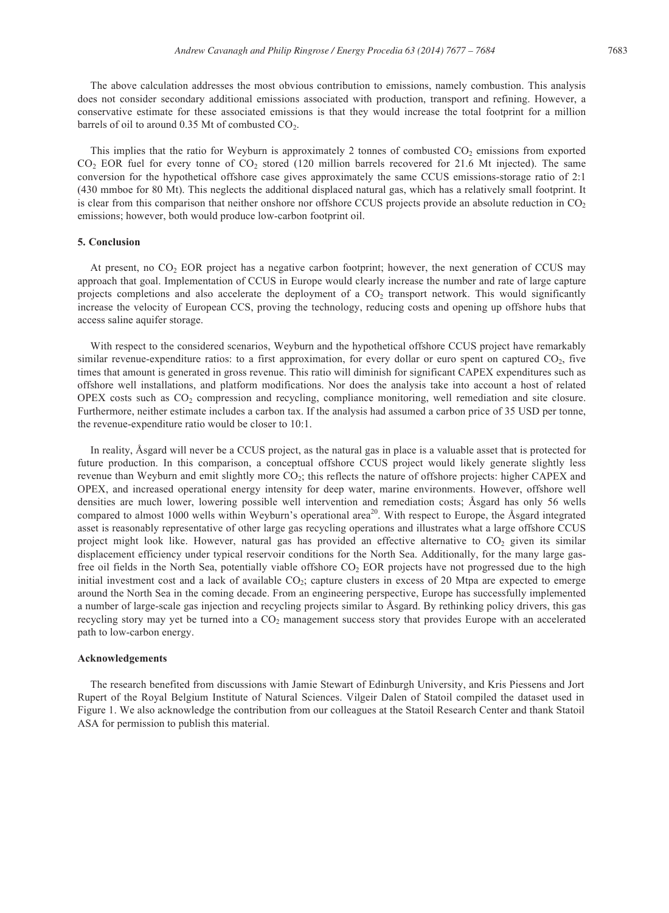The above calculation addresses the most obvious contribution to emissions, namely combustion. This analysis does not consider secondary additional emissions associated with production, transport and refining. However, a conservative estimate for these associated emissions is that they would increase the total footprint for a million barrels of oil to around 0.35 Mt of combusted $CO_2$.

This implies that the ratio for Weyburn is approximately 2 tonnes of combusted $CO_2$ emissions from exported $CO_2$ EOR fuel for every tonne of $CO_2$ stored (120 million barrels recovered for 21.6 Mt injected). The same conversion for the hypothetical offshore case gives approximately the same CCUS emissions-storage ratio of 2:1 (430 mmboe for 80 Mt). This neglects the additional displaced natural gas, which has a relatively small footprint. It is clear from this comparison that neither onshore nor offshore CCUS projects provide an absolute reduction in $CO_2$ emissions; however, both would produce low-carbon footprint oil.

## 5. Conclusion

At present, no $CO_2$ EOR project has a negative carbon footprint; however, the next generation of CCUS may approach that goal. Implementation of CCUS in Europe would clearly increase the number and rate of large capture projects completions and also accelerate the deployment of a $CO_2$ transport network. This would significantly increase the velocity of European CCS, proving the technology, reducing costs and opening up offshore hubs that access saline aquifer storage.

With respect to the considered scenarios, Weyburn and the hypothetical offshore CCUS project have remarkably similar revenue-expenditure ratios: to a first approximation, for every dollar or euro spent on captured $CO_2$, five times that amount is generated in gross revenue. This ratio will diminish for significant CAPEX expenditures such as offshore well installations, and platform modifications. Nor does the analysis take into account a host of related OPEX costs such as $CO_2$ compression and recycling, compliance monitoring, well remediation and site closure. Furthermore, neither estimate includes a carbon tax. If the analysis had assumed a carbon price of 35 USD per tonne, the revenue-expenditure ratio would be closer to 10:1.

In reality, Åsgard will never be a CCUS project, as the natural gas in place is a valuable asset that is protected for future production. In this comparison, a conceptual offshore CCUS project would likely generate slightly less revenue than Weyburn and emit slightly more $CO_2$; this reflects the nature of offshore projects: higher CAPEX and OPEX, and increased operational energy intensity for deep water, marine environments. However, offshore well densities are much lower, lowering possible well intervention and remediation costs; Åsgard has only 56 wells compared to almost 1000 wells within Weyburn's operational area[20]. With respect to Europe, the Åsgard integrated asset is reasonably representative of other large gas recycling operations and illustrates what a large offshore CCUS project might look like. However, natural gas has provided an effective alternative to $CO_2$ given its similar displacement efficiency under typical reservoir conditions for the North Sea. Additionally, for the many large gas-free oil fields in the North Sea, potentially viable offshore $CO_2$ EOR projects have not progressed due to the high initial investment cost and a lack of available $CO_2$; capture clusters in excess of 20 Mtpa are expected to emerge around the North Sea in the coming decade. From an engineering perspective, Europe has successfully implemented a number of large-scale gas injection and recycling projects similar to Åsgard. By rethinking policy drivers, this gas recycling story may yet be turned into a $CO_2$ management success story that provides Europe with an accelerated path to low-carbon energy.

## Acknowledgements

The research benefited from discussions with Jamie Stewart of Edinburgh University, and Kris Piessens and Jort Rupert of the Royal Belgium Institute of Natural Sciences. Vilgeir Dalen of Statoil compiled the dataset used in Figure 1. We also acknowledge the contribution from our colleagues at the Statoil Research Center and thank Statoil ASA for permission to publish this material.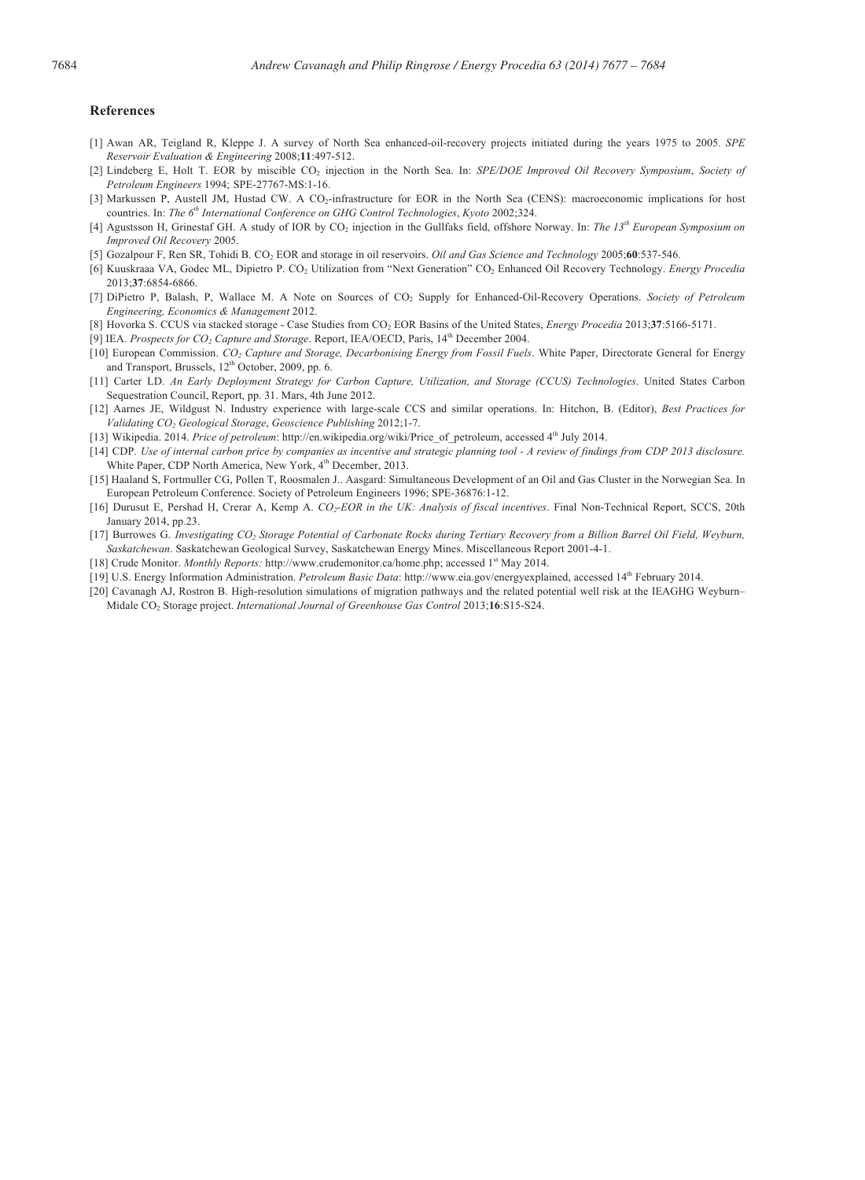## References

[1] Awan AR, Teigland R, Kleppe J. A survey of North Sea enhanced-oil-recovery projects initiated during the years 1975 to 2005. *SPE Reservoir Evaluation & Engineering* 2008;**11**:497-512.

[2] Lindeberg E, Holt T. EOR by miscible $CO_2$ injection in the North Sea. In: *SPE/DOE Improved Oil Recovery Symposium*, *Society of Petroleum Engineers* 1994; SPE-27767-MS:1-16.

[3] Markussen P, Austell JM, Hustad CW. A $CO_2$-infrastructure for EOR in the North Sea (CENS): macroeconomic implications for host countries. In: *The 6th International Conference on GHG Control Technologies*, *Kyoto* 2002;324.

[4] Agustsson H, Grinestaf GH. A study of IOR by $CO_2$ injection in the Gullfaks field, offshore Norway. In: *The 13th European Symposium on Improved Oil Recovery* 2005.

[5] Gozalpour F, Ren SR, Tohidi B. $CO_2$ EOR and storage in oil reservoirs. *Oil and Gas Science and Technology* 2005;**60**:537-546.

[6] Kuuskraaa VA, Godec ML, Dipietro P. $CO_2$ Utilization from "Next Generation" $CO_2$ Enhanced Oil Recovery Technology. *Energy Procedia* 2013;**37**:6854-6866.

[7] DiPietro P, Balash, P, Wallace M. A Note on Sources of $CO_2$ Supply for Enhanced-Oil-Recovery Operations. *Society of Petroleum Engineering, Economics & Management* 2012.

[8] Hovorka S. CCUS via stacked storage - Case Studies from $CO_2$ EOR Basins of the United States, *Energy Procedia* 2013;**37**:5166-5171.

[9] IEA. *Prospects for $CO_2$ Capture and Storage*. Report, IEA/OECD, Paris, 14th December 2004.

[10] European Commission. *$CO_2$ Capture and Storage, Decarbonising Energy from Fossil Fuels*. White Paper, Directorate General for Energy and Transport, Brussels, 12th October, 2009, pp. 6.

[11] Carter LD. *An Early Deployment Strategy for Carbon Capture, Utilization, and Storage (CCUS) Technologies*. United States Carbon Sequestration Council, Report, pp. 31. Mars, 4th June 2012.

[12] Aarnes JE, Wildgust N. Industry experience with large-scale CCS and similar operations. In: Hitchon, B. (Editor), *Best Practices for Validating $CO_2$ Geological Storage*, *Geoscience Publishing* 2012;1-7.

[13] Wikipedia. 2014. *Price of petroleum*: http://en.wikipedia.org/wiki/Price_of_petroleum, accessed 4th July 2014.

[14] CDP. *Use of internal carbon price by companies as incentive and strategic planning tool - A review of findings from CDP 2013 disclosure.* White Paper, CDP North America, New York, 4th December, 2013.

[15] Haaland S, Fortmuller CG, Pollen T, Roosmalen J.. Aasgard: Simultaneous Development of an Oil and Gas Cluster in the Norwegian Sea. In European Petroleum Conference. Society of Petroleum Engineers 1996; SPE-36876:1-12.

[16] Durusut E, Pershad H, Crerar A, Kemp A. *$CO_2$-EOR in the UK: Analysis of fiscal incentives*. Final Non-Technical Report, SCCS, 20th January 2014, pp.23.

[17] Burrowes G. *Investigating $CO_2$ Storage Potential of Carbonate Rocks during Tertiary Recovery from a Billion Barrel Oil Field, Weyburn, Saskatchewan*. Saskatchewan Geological Survey, Saskatchewan Energy Mines. Miscellaneous Report 2001-4-1.

[18] Crude Monitor. *Monthly Reports:* http://www.crudemonitor.ca/home.php; accessed 1st May 2014.

[19] U.S. Energy Information Administration. *Petroleum Basic Data*: http://www.eia.gov/energyexplained, accessed 14th February 2014.

[20] Cavanagh AJ, Rostron B. High-resolution simulations of migration pathways and the related potential well risk at the IEAGHG Weyburn–Midale $CO_2$ Storage project. *International Journal of Greenhouse Gas Control* 2013;**16**:S15-S24.